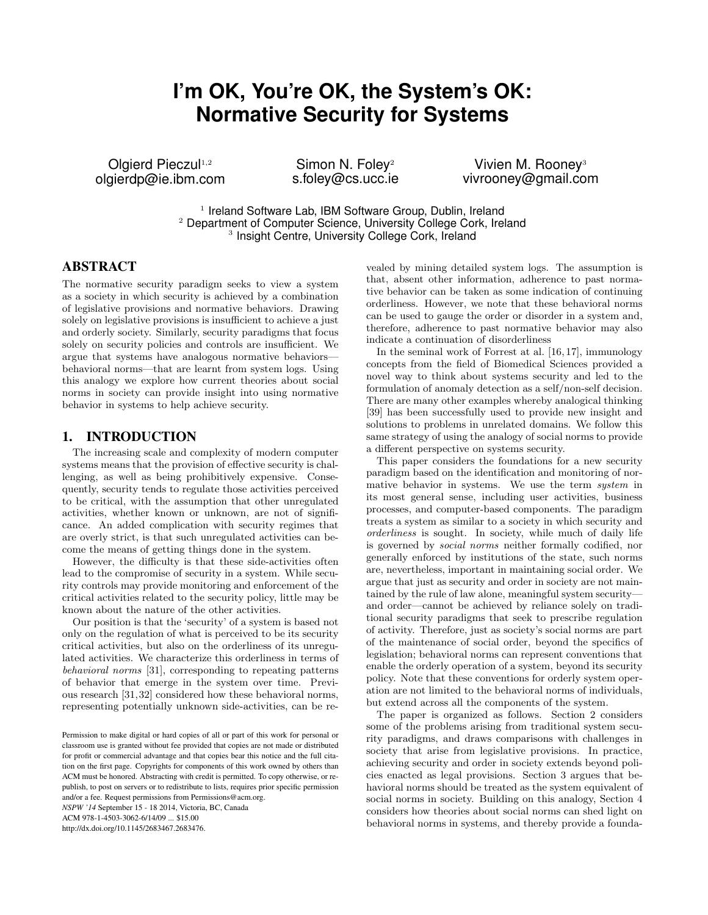# I'm OK, You're OK, the System's OK: Normative Security for Systems

Olgierd Pieczul[1,2]
olgierdp@ie.ibm.com

Simon N. Foley[2]
s.foley@cs.ucc.ie

Vivien M. Rooney[3]
vivrooney@gmail.com

[1] Ireland Software Lab, IBM Software Group, Dublin, Ireland
[2] Department of Computer Science, University College Cork, Ireland
[3] Insight Centre, University College Cork, Ireland

## ABSTRACT

The normative security paradigm seeks to view a system as a society in which security is achieved by a combination of legislative provisions and normative behaviors. Drawing solely on legislative provisions is insufficient to achieve a just and orderly society. Similarly, security paradigms that focus solely on security policies and controls are insufficient. We argue that systems have analogous normative behaviors—behavioral norms—that are learnt from system logs. Using this analogy we explore how current theories about social norms in society can provide insight into using normative behavior in systems to help achieve security.

## 1. INTRODUCTION

The increasing scale and complexity of modern computer systems means that the provision of effective security is challenging, as well as being prohibitively expensive. Consequently, security tends to regulate those activities perceived to be critical, with the assumption that other unregulated activities, whether known or unknown, are not of significance. An added complication with security regimes that are overly strict, is that such unregulated activities can become the means of getting things done in the system.

However, the difficulty is that these side-activities often lead to the compromise of security in a system. While security controls may provide monitoring and enforcement of the critical activities related to the security policy, little may be known about the nature of the other activities.

Our position is that the 'security' of a system is based not only on the regulation of what is perceived to be its security critical activities, but also on the orderliness of its unregulated activities. We characterize this orderliness in terms of *behavioral norms* [31], corresponding to repeating patterns of behavior that emerge in the system over time. Previous research [31,32] considered how these behavioral norms, representing potentially unknown side-activities, can be revealed by mining detailed system logs. The assumption is that, absent other information, adherence to past normative behavior can be taken as some indication of continuing orderliness. However, we note that these behavioral norms can be used to gauge the order or disorder in a system and, therefore, adherence to past normative behavior may also indicate a continuation of disorderliness

In the seminal work of Forrest at al. [16,17], immunology concepts from the field of Biomedical Sciences provided a novel way to think about systems security and led to the formulation of anomaly detection as a self/non-self decision. There are many other examples whereby analogical thinking [39] has been successfully used to provide new insight and solutions to problems in unrelated domains. We follow this same strategy of using the analogy of social norms to provide a different perspective on systems security.

This paper considers the foundations for a new security paradigm based on the identification and monitoring of normative behavior in systems. We use the term *system* in its most general sense, including user activities, business processes, and computer-based components. The paradigm treats a system as similar to a society in which security and *orderliness* is sought. In society, while much of daily life is governed by *social norms* neither formally codified, nor generally enforced by institutions of the state, such norms are, nevertheless, important in maintaining social order. We argue that just as security and order in society are not maintained by the rule of law alone, meaningful system security—and order—cannot be achieved by reliance solely on traditional security paradigms that seek to prescribe regulation of activity. Therefore, just as society's social norms are part of the maintenance of social order, beyond the specifics of legislation; behavioral norms can represent conventions that enable the orderly operation of a system, beyond its security policy. Note that these conventions for orderly system operation are not limited to the behavioral norms of individuals, but extend across all the components of the system.

The paper is organized as follows. Section 2 considers some of the problems arising from traditional system security paradigms, and draws comparisons with challenges in society that arise from legislative provisions. In practice, achieving security and order in society extends beyond policies enacted as legal provisions. Section 3 argues that behavioral norms should be treated as the system equivalent of social norms in society. Building on this analogy, Section 4 considers how theories about social norms can shed light on behavioral norms in systems, and thereby provide a founda-

Permission to make digital or hard copies of all or part of this work for personal or classroom use is granted without fee provided that copies are not made or distributed for profit or commercial advantage and that copies bear this notice and the full citation on the first page. Copyrights for components of this work owned by others than ACM must be honored. Abstracting with credit is permitted. To copy otherwise, or republish, to post on servers or to redistribute to lists, requires prior specific permission and/or a fee. Request permissions from Permissions@acm.org.
*NSPW '14* September 15 - 18 2014, Victoria, BC, Canada
ACM 978-1-4503-3062-6/14/09 ... $15.00
http://dx.doi.org/10.1145/2683467.2683476.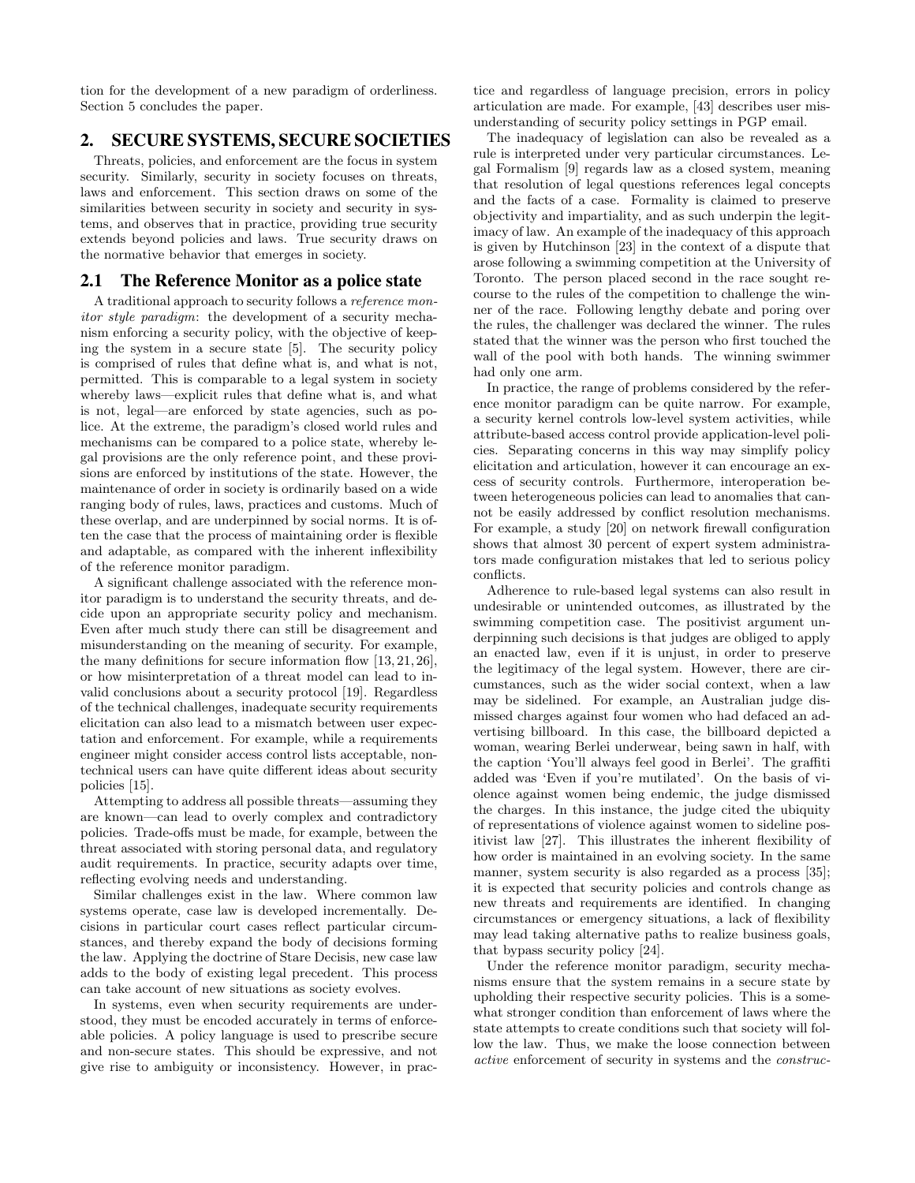tion for the development of a new paradigm of orderliness. Section 5 concludes the paper.

## 2. SECURE SYSTEMS, SECURE SOCIETIES

Threats, policies, and enforcement are the focus in system security. Similarly, security in society focuses on threats, laws and enforcement. This section draws on some of the similarities between security in society and security in systems, and observes that in practice, providing true security extends beyond policies and laws. True security draws on the normative behavior that emerges in society.

### 2.1 The Reference Monitor as a police state

A traditional approach to security follows a *reference monitor style paradigm*: the development of a security mechanism enforcing a security policy, with the objective of keeping the system in a secure state [5]. The security policy is comprised of rules that define what is, and what is not, permitted. This is comparable to a legal system in society whereby laws—explicit rules that define what is, and what is not, legal—are enforced by state agencies, such as police. At the extreme, the paradigm's closed world rules and mechanisms can be compared to a police state, whereby legal provisions are the only reference point, and these provisions are enforced by institutions of the state. However, the maintenance of order in society is ordinarily based on a wide ranging body of rules, laws, practices and customs. Much of these overlap, and are underpinned by social norms. It is often the case that the process of maintaining order is flexible and adaptable, as compared with the inherent inflexibility of the reference monitor paradigm.

A significant challenge associated with the reference monitor paradigm is to understand the security threats, and decide upon an appropriate security policy and mechanism. Even after much study there can still be disagreement and misunderstanding on the meaning of security. For example, the many definitions for secure information flow [13, 21, 26], or how misinterpretation of a threat model can lead to invalid conclusions about a security protocol [19]. Regardless of the technical challenges, inadequate security requirements elicitation can also lead to a mismatch between user expectation and enforcement. For example, while a requirements engineer might consider access control lists acceptable, nontechnical users can have quite different ideas about security policies [15].

Attempting to address all possible threats—assuming they are known—can lead to overly complex and contradictory policies. Trade-offs must be made, for example, between the threat associated with storing personal data, and regulatory audit requirements. In practice, security adapts over time, reflecting evolving needs and understanding.

Similar challenges exist in the law. Where common law systems operate, case law is developed incrementally. Decisions in particular court cases reflect particular circumstances, and thereby expand the body of decisions forming the law. Applying the doctrine of Stare Decisis, new case law adds to the body of existing legal precedent. This process can take account of new situations as society evolves.

In systems, even when security requirements are understood, they must be encoded accurately in terms of enforceable policies. A policy language is used to prescribe secure and non-secure states. This should be expressive, and not give rise to ambiguity or inconsistency. However, in practice and regardless of language precision, errors in policy articulation are made. For example, [43] describes user misunderstanding of security policy settings in PGP email.

The inadequacy of legislation can also be revealed as a rule is interpreted under very particular circumstances. Legal Formalism [9] regards law as a closed system, meaning that resolution of legal questions references legal concepts and the facts of a case. Formality is claimed to preserve objectivity and impartiality, and as such underpin the legitimacy of law. An example of the inadequacy of this approach is given by Hutchinson [23] in the context of a dispute that arose following a swimming competition at the University of Toronto. The person placed second in the race sought recourse to the rules of the competition to challenge the winner of the race. Following lengthy debate and poring over the rules, the challenger was declared the winner. The rules stated that the winner was the person who first touched the wall of the pool with both hands. The winning swimmer had only one arm.

In practice, the range of problems considered by the reference monitor paradigm can be quite narrow. For example, a security kernel controls low-level system activities, while attribute-based access control provide application-level policies. Separating concerns in this way may simplify policy elicitation and articulation, however it can encourage an excess of security controls. Furthermore, interoperation between heterogeneous policies can lead to anomalies that cannot be easily addressed by conflict resolution mechanisms. For example, a study [20] on network firewall configuration shows that almost 30 percent of expert system administrators made configuration mistakes that led to serious policy conflicts.

Adherence to rule-based legal systems can also result in undesirable or unintended outcomes, as illustrated by the swimming competition case. The positivist argument underpinning such decisions is that judges are obliged to apply an enacted law, even if it is unjust, in order to preserve the legitimacy of the legal system. However, there are circumstances, such as the wider social context, when a law may be sidelined. For example, an Australian judge dismissed charges against four women who had defaced an advertising billboard. In this case, the billboard depicted a woman, wearing Berlei underwear, being sawn in half, with the caption 'You'll always feel good in Berlei'. The graffiti added was 'Even if you're mutilated'. On the basis of violence against women being endemic, the judge dismissed the charges. In this instance, the judge cited the ubiquity of representations of violence against women to sideline positivist law [27]. This illustrates the inherent flexibility of how order is maintained in an evolving society. In the same manner, system security is also regarded as a process [35]; it is expected that security policies and controls change as new threats and requirements are identified. In changing circumstances or emergency situations, a lack of flexibility may lead taking alternative paths to realize business goals, that bypass security policy [24].

Under the reference monitor paradigm, security mechanisms ensure that the system remains in a secure state by upholding their respective security policies. This is a somewhat stronger condition than enforcement of laws where the state attempts to create conditions such that society will follow the law. Thus, we make the loose connection between *active* enforcement of security in systems and the *construc-*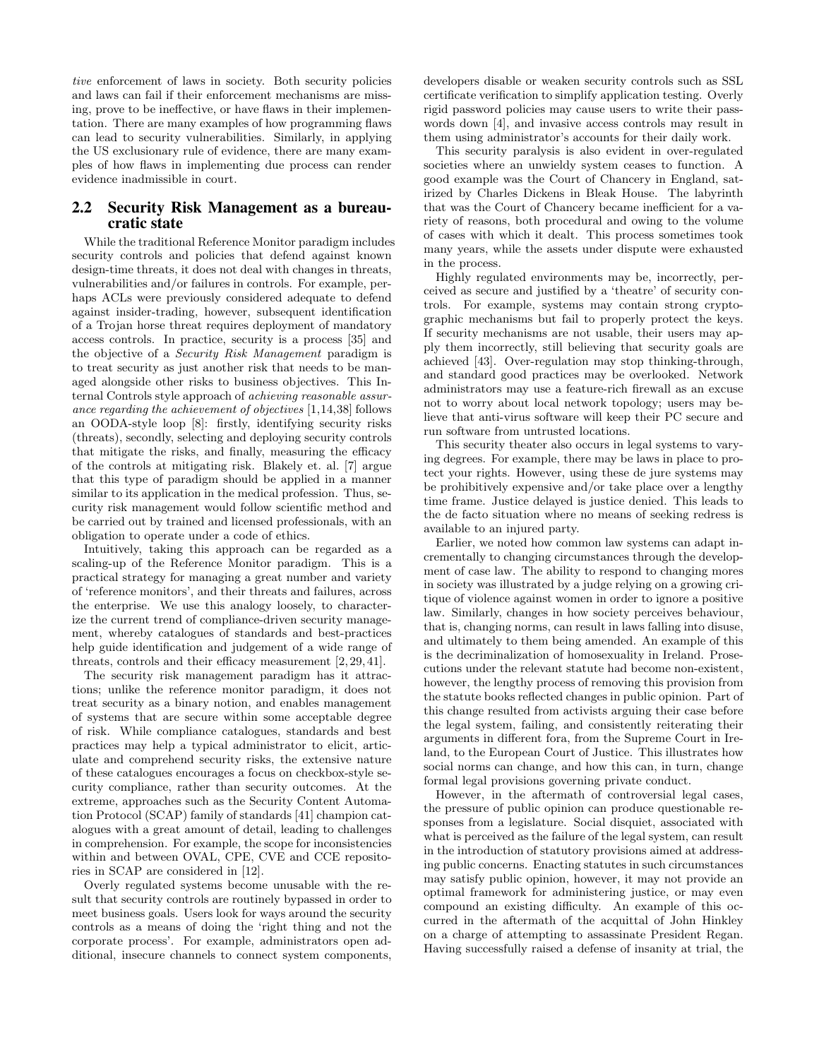*tive* enforcement of laws in society. Both security policies and laws can fail if their enforcement mechanisms are missing, prove to be ineffective, or have flaws in their implementation. There are many examples of how programming flaws can lead to security vulnerabilities. Similarly, in applying the US exclusionary rule of evidence, there are many examples of how flaws in implementing due process can render evidence inadmissible in court.

## 2.2 Security Risk Management as a bureaucratic state

While the traditional Reference Monitor paradigm includes security controls and policies that defend against known design-time threats, it does not deal with changes in threats, vulnerabilities and/or failures in controls. For example, perhaps ACLs were previously considered adequate to defend against insider-trading, however, subsequent identification of a Trojan horse threat requires deployment of mandatory access controls. In practice, security is a process [35] and the objective of a *Security Risk Management* paradigm is to treat security as just another risk that needs to be managed alongside other risks to business objectives. This Internal Controls style approach of *achieving reasonable assurance regarding the achievement of objectives* [1,14,38] follows an OODA-style loop [8]: firstly, identifying security risks (threats), secondly, selecting and deploying security controls that mitigate the risks, and finally, measuring the efficacy of the controls at mitigating risk. Blakely et. al. [7] argue that this type of paradigm should be applied in a manner similar to its application in the medical profession. Thus, security risk management would follow scientific method and be carried out by trained and licensed professionals, with an obligation to operate under a code of ethics.

Intuitively, taking this approach can be regarded as a scaling-up of the Reference Monitor paradigm. This is a practical strategy for managing a great number and variety of 'reference monitors', and their threats and failures, across the enterprise. We use this analogy loosely, to characterize the current trend of compliance-driven security management, whereby catalogues of standards and best-practices help guide identification and judgement of a wide range of threats, controls and their efficacy measurement [2, 29, 41].

The security risk management paradigm has it attractions; unlike the reference monitor paradigm, it does not treat security as a binary notion, and enables management of systems that are secure within some acceptable degree of risk. While compliance catalogues, standards and best practices may help a typical administrator to elicit, articulate and comprehend security risks, the extensive nature of these catalogues encourages a focus on checkbox-style security compliance, rather than security outcomes. At the extreme, approaches such as the Security Content Automation Protocol (SCAP) family of standards [41] champion catalogues with a great amount of detail, leading to challenges in comprehension. For example, the scope for inconsistencies within and between OVAL, CPE, CVE and CCE repositories in SCAP are considered in [12].

Overly regulated systems become unusable with the result that security controls are routinely bypassed in order to meet business goals. Users look for ways around the security controls as a means of doing the 'right thing and not the corporate process'. For example, administrators open additional, insecure channels to connect system components, developers disable or weaken security controls such as SSL certificate verification to simplify application testing. Overly rigid password policies may cause users to write their passwords down [4], and invasive access controls may result in them using administrator's accounts for their daily work.

This security paralysis is also evident in over-regulated societies where an unwieldy system ceases to function. A good example was the Court of Chancery in England, satirized by Charles Dickens in Bleak House. The labyrinth that was the Court of Chancery became inefficient for a variety of reasons, both procedural and owing to the volume of cases with which it dealt. This process sometimes took many years, while the assets under dispute were exhausted in the process.

Highly regulated environments may be, incorrectly, perceived as secure and justified by a 'theatre' of security controls. For example, systems may contain strong cryptographic mechanisms but fail to properly protect the keys. If security mechanisms are not usable, their users may apply them incorrectly, still believing that security goals are achieved [43]. Over-regulation may stop thinking-through, and standard good practices may be overlooked. Network administrators may use a feature-rich firewall as an excuse not to worry about local network topology; users may believe that anti-virus software will keep their PC secure and run software from untrusted locations.

This security theater also occurs in legal systems to varying degrees. For example, there may be laws in place to protect your rights. However, using these de jure systems may be prohibitively expensive and/or take place over a lengthy time frame. Justice delayed is justice denied. This leads to the de facto situation where no means of seeking redress is available to an injured party.

Earlier, we noted how common law systems can adapt incrementally to changing circumstances through the development of case law. The ability to respond to changing mores in society was illustrated by a judge relying on a growing critique of violence against women in order to ignore a positive law. Similarly, changes in how society perceives behaviour, that is, changing norms, can result in laws falling into disuse, and ultimately to them being amended. An example of this is the decriminalization of homosexuality in Ireland. Prosecutions under the relevant statute had become non-existent, however, the lengthy process of removing this provision from the statute books reflected changes in public opinion. Part of this change resulted from activists arguing their case before the legal system, failing, and consistently reiterating their arguments in different fora, from the Supreme Court in Ireland, to the European Court of Justice. This illustrates how social norms can change, and how this can, in turn, change formal legal provisions governing private conduct.

However, in the aftermath of controversial legal cases, the pressure of public opinion can produce questionable responses from a legislature. Social disquiet, associated with what is perceived as the failure of the legal system, can result in the introduction of statutory provisions aimed at addressing public concerns. Enacting statutes in such circumstances may satisfy public opinion, however, it may not provide an optimal framework for administering justice, or may even compound an existing difficulty. An example of this occurred in the aftermath of the acquittal of John Hinkley on a charge of attempting to assassinate President Regan. Having successfully raised a defense of insanity at trial, the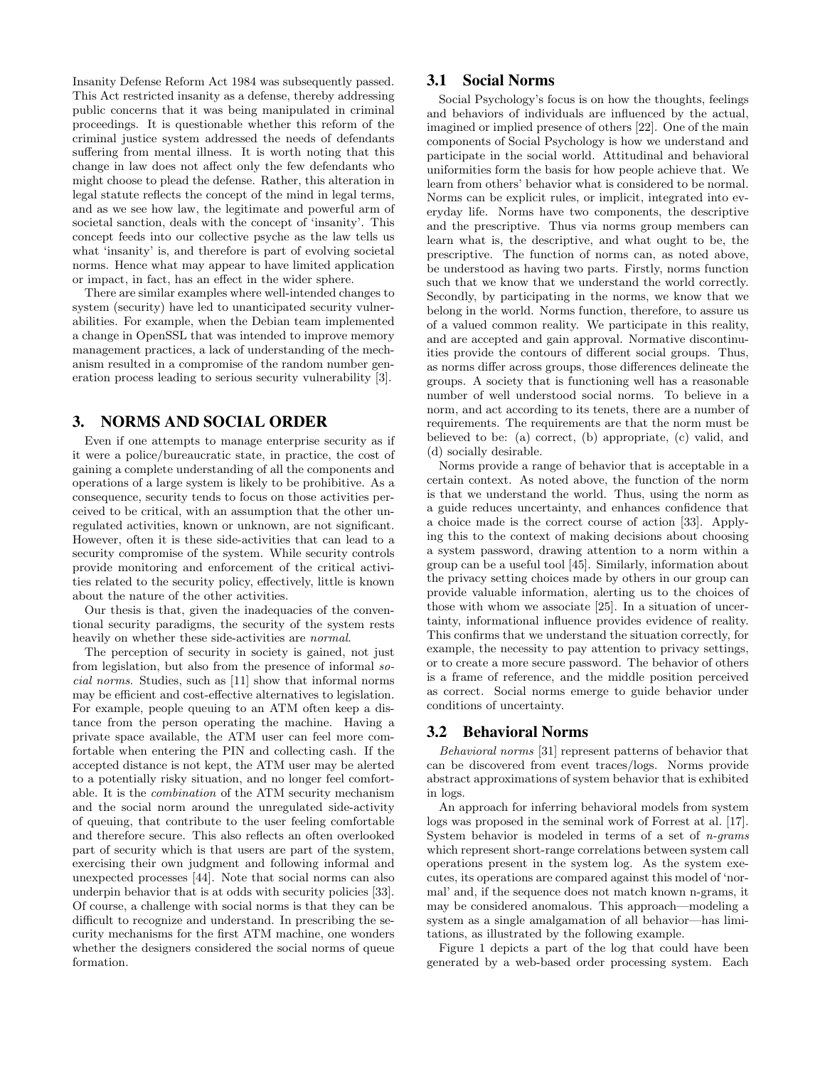Insanity Defense Reform Act 1984 was subsequently passed. This Act restricted insanity as a defense, thereby addressing public concerns that it was being manipulated in criminal proceedings. It is questionable whether this reform of the criminal justice system addressed the needs of defendants suffering from mental illness. It is worth noting that this change in law does not affect only the few defendants who might choose to plead the defense. Rather, this alteration in legal statute reflects the concept of the mind in legal terms, and as we see how law, the legitimate and powerful arm of societal sanction, deals with the concept of 'insanity'. This concept feeds into our collective psyche as the law tells us what 'insanity' is, and therefore is part of evolving societal norms. Hence what may appear to have limited application or impact, in fact, has an effect in the wider sphere.

There are similar examples where well-intended changes to system (security) have led to unanticipated security vulnerabilities. For example, when the Debian team implemented a change in OpenSSL that was intended to improve memory management practices, a lack of understanding of the mechanism resulted in a compromise of the random number generation process leading to serious security vulnerability [3].

## 3. NORMS AND SOCIAL ORDER

Even if one attempts to manage enterprise security as if it were a police/bureaucratic state, in practice, the cost of gaining a complete understanding of all the components and operations of a large system is likely to be prohibitive. As a consequence, security tends to focus on those activities perceived to be critical, with an assumption that the other unregulated activities, known or unknown, are not significant. However, often it is these side-activities that can lead to a security compromise of the system. While security controls provide monitoring and enforcement of the critical activities related to the security policy, effectively, little is known about the nature of the other activities.

Our thesis is that, given the inadequacies of the conventional security paradigms, the security of the system rests heavily on whether these side-activities are *normal*.

The perception of security in society is gained, not just from legislation, but also from the presence of informal *social norms*. Studies, such as [11] show that informal norms may be efficient and cost-effective alternatives to legislation. For example, people queuing to an ATM often keep a distance from the person operating the machine. Having a private space available, the ATM user can feel more comfortable when entering the PIN and collecting cash. If the accepted distance is not kept, the ATM user may be alerted to a potentially risky situation, and no longer feel comfortable. It is the *combination* of the ATM security mechanism and the social norm around the unregulated side-activity of queuing, that contribute to the user feeling comfortable and therefore secure. This also reflects an often overlooked part of security which is that users are part of the system, exercising their own judgment and following informal and unexpected processes [44]. Note that social norms can also underpin behavior that is at odds with security policies [33]. Of course, a challenge with social norms is that they can be difficult to recognize and understand. In prescribing the security mechanisms for the first ATM machine, one wonders whether the designers considered the social norms of queue formation.

### 3.1 Social Norms

Social Psychology's focus is on how the thoughts, feelings and behaviors of individuals are influenced by the actual, imagined or implied presence of others [22]. One of the main components of Social Psychology is how we understand and participate in the social world. Attitudinal and behavioral uniformities form the basis for how people achieve that. We learn from others' behavior what is considered to be normal. Norms can be explicit rules, or implicit, integrated into everyday life. Norms have two components, the descriptive and the prescriptive. Thus via norms group members can learn what is, the descriptive, and what ought to be, the prescriptive. The function of norms can, as noted above, be understood as having two parts. Firstly, norms function such that we know that we understand the world correctly. Secondly, by participating in the norms, we know that we belong in the world. Norms function, therefore, to assure us of a valued common reality. We participate in this reality, and are accepted and gain approval. Normative discontinuities provide the contours of different social groups. Thus, as norms differ across groups, those differences delineate the groups. A society that is functioning well has a reasonable number of well understood social norms. To believe in a norm, and act according to its tenets, there are a number of requirements. The requirements are that the norm must be believed to be: (a) correct, (b) appropriate, (c) valid, and (d) socially desirable.

Norms provide a range of behavior that is acceptable in a certain context. As noted above, the function of the norm is that we understand the world. Thus, using the norm as a guide reduces uncertainty, and enhances confidence that a choice made is the correct course of action [33]. Applying this to the context of making decisions about choosing a system password, drawing attention to a norm within a group can be a useful tool [45]. Similarly, information about the privacy setting choices made by others in our group can provide valuable information, alerting us to the choices of those with whom we associate [25]. In a situation of uncertainty, informational influence provides evidence of reality. This confirms that we understand the situation correctly, for example, the necessity to pay attention to privacy settings, or to create a more secure password. The behavior of others is a frame of reference, and the middle position perceived as correct. Social norms emerge to guide behavior under conditions of uncertainty.

### 3.2 Behavioral Norms

*Behavioral norms* [31] represent patterns of behavior that can be discovered from event traces/logs. Norms provide abstract approximations of system behavior that is exhibited in logs.

An approach for inferring behavioral models from system logs was proposed in the seminal work of Forrest at al. [17]. System behavior is modeled in terms of a set of *n-grams* which represent short-range correlations between system call operations present in the system log. As the system executes, its operations are compared against this model of 'normal' and, if the sequence does not match known n-grams, it may be considered anomalous. This approach—modeling a system as a single amalgamation of all behavior—has limitations, as illustrated by the following example.

Figure 1 depicts a part of the log that could have been generated by a web-based order processing system. Each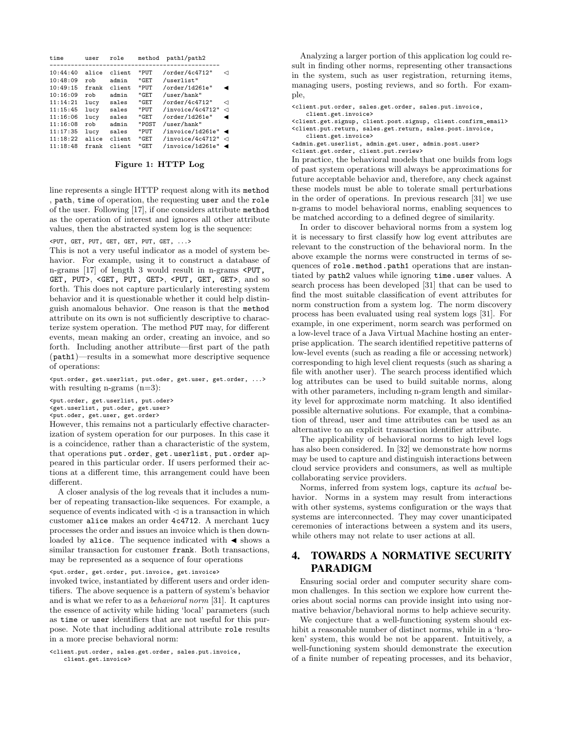```
time      user   role    method  path1/path2
-------------------------------------------------
10:44:40  alice  client  "PUT    /order/4c4712"    ◁
10:48:09  rob    admin   "GET    /userlist"
10:49:15  frank  client  "PUT    /order/1d261e"    ◀
10:16:09  rob    admin   "GET    /user/hank"
11:14:21  lucy   sales   "GET    /order/4c4712"    ◁
11:15:45  lucy   sales   "PUT    /invoice/4c4712"  ◁
11:16:06  lucy   sales   "GET    /order/1d261e"    ◀
11:16:08  rob    admin   "POST   /user/hank"
11:17:35  lucy   sales   "PUT    /invoice/1d261e"  ◀
11:18:22  alice  client  "GET    /invoice/4c4712"  ◁
11:18:48  frank  client  "GET    /invoice/1d261e"  ◀
```

**Figure 1: HTTP Log**

line represents a single HTTP request along with its `method`, `path`, `time` of operation, the requesting `user` and the `role` of the user. Following [17], if one considers attribute `method` as the operation of interest and ignores all other attribute values, then the abstracted system log is the sequence:

`<PUT, GET, PUT, GET, GET, PUT, GET, ...>`

This is not a very useful indicator as a model of system behavior. For example, using it to construct a database of n-grams [17] of length 3 would result in n-grams `<PUT, GET, PUT>`, `<GET, PUT, GET>`, `<PUT, GET, GET>`, and so forth. This does not capture particularly interesting system behavior and it is questionable whether it could help distinguish anomalous behavior. One reason is that the `method` attribute on its own is not sufficiently descriptive to characterize system operation. The method `PUT` may, for different events, mean making an order, creating an invoice, and so forth. Including another attribute—first part of the path (`path1`)—results in a somewhat more descriptive sequence of operations:

`<put.order, get.userlist, put.oder, get.user, get.order, ...>`
with resulting n-grams (n=3):

```
<put.order, get.userlist, put.oder>
<get.userlist, put.oder, get.user>
<put.oder, get.user, get.order>
```

However, this remains not a particularly effective characterization of system operation for our purposes. In this case it is a coincidence, rather than a characteristic of the system, that operations `put.order`, `get.userlist`, `put.order` appeared in this particular order. If users performed their actions at a different time, this arrangement could have been different.

A closer analysis of the log reveals that it includes a number of repeating transaction-like sequences. For example, a sequence of events indicated with ◁ is a transaction in which customer `alice` makes an order `4c4712`. A merchant `lucy` processes the order and issues an invoice which is then downloaded by `alice`. The sequence indicated with ◀ shows a similar transaction for customer `frank`. Both transactions, may be represented as a sequence of four operations

`<put.order, get.order, put.invoice, get.invoice>`

invoked twice, instantiated by different users and order identifiers. The above sequence is a pattern of system's behavior and is what we refer to as a *behavioral norm* [31]. It captures the essence of activity while hiding 'local' parameters (such as `time` or `user` identifiers that are not useful for this purpose. Note that including additional attribute `role` results in a more precise behavioral norm:

```
<client.put.order, sales.get.order, sales.put.invoice,
    client.get.invoice>
```

Analyzing a larger portion of this application log could result in finding other norms, representing other transactions in the system, such as user registration, returning items, managing users, posting reviews, and so forth. For example,

```
<client.put.order, sales.get.order, sales.put.invoice,
    client.get.invoice>
<client.get.signup, client.post.signup, client.confirm_email>
<client.put.return, sales.get.return, sales.post.invoice,
    client.get.invoice>
<admin.get.userlist, admin.get.user, admin.post.user>
<client.get.order, client.put.review>
```

In practice, the behavioral models that one builds from logs of past system operations will always be approximations for future acceptable behavior and, therefore, any check against these models must be able to tolerate small perturbations in the order of operations. In previous research [31] we use n-grams to model behavioral norms, enabling sequences to be matched according to a defined degree of similarity.

In order to discover behavioral norms from a system log it is necessary to first classify how log event attributes are relevant to the construction of the behavioral norm. In the above example the norms were constructed in terms of sequences of `role.method.path1` operations that are instantiated by `path2` values while ignoring `time.user` values. A search process has been developed [31] that can be used to find the most suitable classification of event attributes for norm construction from a system log. The norm discovery process has been evaluated using real system logs [31]. For example, in one experiment, norm search was performed on a low-level trace of a Java Virtual Machine hosting an enterprise application. The search identified repetitive patterns of low-level events (such as reading a file or accessing network) corresponding to high level client requests (such as sharing a file with another user). The search process identified which log attributes can be used to build suitable norms, along with other parameters, including n-gram length and similarity level for approximate norm matching. It also identified possible alternative solutions. For example, that a combination of thread, user and time attributes can be used as an alternative to an explicit transaction identifier attribute.

The applicability of behavioral norms to high level logs has also been considered. In [32] we demonstrate how norms may be used to capture and distinguish interactions between cloud service providers and consumers, as well as multiple collaborating service providers.

Norms, inferred from system logs, capture its *actual* behavior. Norms in a system may result from interactions with other systems, systems configuration or the ways that systems are interconnected. They may cover unanticipated ceremonies of interactions between a system and its users, while others may not relate to user actions at all.

## 4. TOWARDS A NORMATIVE SECURITY PARADIGM

Ensuring social order and computer security share common challenges. In this section we explore how current theories about social norms can provide insight into using normative behavior/behavioral norms to help achieve security.

We conjecture that a well-functioning system should exhibit a reasonable number of distinct norms, while in a 'broken' system, this would be not be apparent. Intuitively, a well-functioning system should demonstrate the execution of a finite number of repeating processes, and its behavior,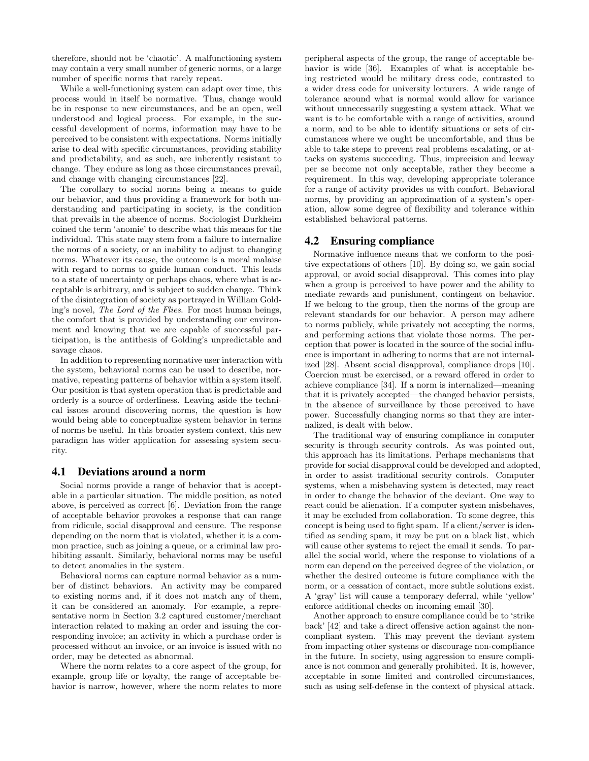therefore, should not be 'chaotic'. A malfunctioning system may contain a very small number of generic norms, or a large number of specific norms that rarely repeat.

While a well-functioning system can adapt over time, this process would in itself be normative. Thus, change would be in response to new circumstances, and be an open, well understood and logical process. For example, in the successful development of norms, information may have to be perceived to be consistent with expectations. Norms initially arise to deal with specific circumstances, providing stability and predictability, and as such, are inherently resistant to change. They endure as long as those circumstances prevail, and change with changing circumstances [22].

The corollary to social norms being a means to guide our behavior, and thus providing a framework for both understanding and participating in society, is the condition that prevails in the absence of norms. Sociologist Durkheim coined the term 'anomie' to describe what this means for the individual. This state may stem from a failure to internalize the norms of a society, or an inability to adjust to changing norms. Whatever its cause, the outcome is a moral malaise with regard to norms to guide human conduct. This leads to a state of uncertainty or perhaps chaos, where what is acceptable is arbitrary, and is subject to sudden change. Think of the disintegration of society as portrayed in William Golding's novel, *The Lord of the Flies*. For most human beings, the comfort that is provided by understanding our environment and knowing that we are capable of successful participation, is the antithesis of Golding's unpredictable and savage chaos.

In addition to representing normative user interaction with the system, behavioral norms can be used to describe, normative, repeating patterns of behavior within a system itself. Our position is that system operation that is predictable and orderly is a source of orderliness. Leaving aside the technical issues around discovering norms, the question is how would being able to conceptualize system behavior in terms of norms be useful. In this broader system context, this new paradigm has wider application for assessing system security.

## 4.1 Deviations around a norm

Social norms provide a range of behavior that is acceptable in a particular situation. The middle position, as noted above, is perceived as correct [6]. Deviation from the range of acceptable behavior provokes a response that can range from ridicule, social disapproval and censure. The response depending on the norm that is violated, whether it is a common practice, such as joining a queue, or a criminal law prohibiting assault. Similarly, behavioral norms may be useful to detect anomalies in the system.

Behavioral norms can capture normal behavior as a number of distinct behaviors. An activity may be compared to existing norms and, if it does not match any of them, it can be considered an anomaly. For example, a representative norm in Section 3.2 captured customer/merchant interaction related to making an order and issuing the corresponding invoice; an activity in which a purchase order is processed without an invoice, or an invoice is issued with no order, may be detected as abnormal.

Where the norm relates to a core aspect of the group, for example, group life or loyalty, the range of acceptable behavior is narrow, however, where the norm relates to more peripheral aspects of the group, the range of acceptable behavior is wide [36]. Examples of what is acceptable being restricted would be military dress code, contrasted to a wider dress code for university lecturers. A wide range of tolerance around what is normal would allow for variance without unnecessarily suggesting a system attack. What we want is to be comfortable with a range of activities, around a norm, and to be able to identify situations or sets of circumstances where we ought be uncomfortable, and thus be able to take steps to prevent real problems escalating, or attacks on systems succeeding. Thus, imprecision and leeway per se become not only acceptable, rather they become a requirement. In this way, developing appropriate tolerance for a range of activity provides us with comfort. Behavioral norms, by providing an approximation of a system's operation, allow some degree of flexibility and tolerance within established behavioral patterns.

## 4.2 Ensuring compliance

Normative influence means that we conform to the positive expectations of others [10]. By doing so, we gain social approval, or avoid social disapproval. This comes into play when a group is perceived to have power and the ability to mediate rewards and punishment, contingent on behavior. If we belong to the group, then the norms of the group are relevant standards for our behavior. A person may adhere to norms publicly, while privately not accepting the norms, and performing actions that violate those norms. The perception that power is located in the source of the social influence is important in adhering to norms that are not internalized [28]. Absent social disapproval, compliance drops [10]. Coercion must be exercised, or a reward offered in order to achieve compliance [34]. If a norm is internalized—meaning that it is privately accepted—the changed behavior persists, in the absence of surveillance by those perceived to have power. Successfully changing norms so that they are internalized, is dealt with below.

The traditional way of ensuring compliance in computer security is through security controls. As was pointed out, this approach has its limitations. Perhaps mechanisms that provide for social disapproval could be developed and adopted, in order to assist traditional security controls. Computer systems, when a misbehaving system is detected, may react in order to change the behavior of the deviant. One way to react could be alienation. If a computer system misbehaves, it may be excluded from collaboration. To some degree, this concept is being used to fight spam. If a client/server is identified as sending spam, it may be put on a black list, which will cause other systems to reject the email it sends. To parallel the social world, where the response to violations of a norm can depend on the perceived degree of the violation, or whether the desired outcome is future compliance with the norm, or a cessation of contact, more subtle solutions exist. A 'gray' list will cause a temporary deferral, while 'yellow' enforce additional checks on incoming email [30].

Another approach to ensure compliance could be to 'strike back' [42] and take a direct offensive action against the non-compliant system. This may prevent the deviant system from impacting other systems or discourage non-compliance in the future. In society, using aggression to ensure compliance is not common and generally prohibited. It is, however, acceptable in some limited and controlled circumstances, such as using self-defense in the context of physical attack.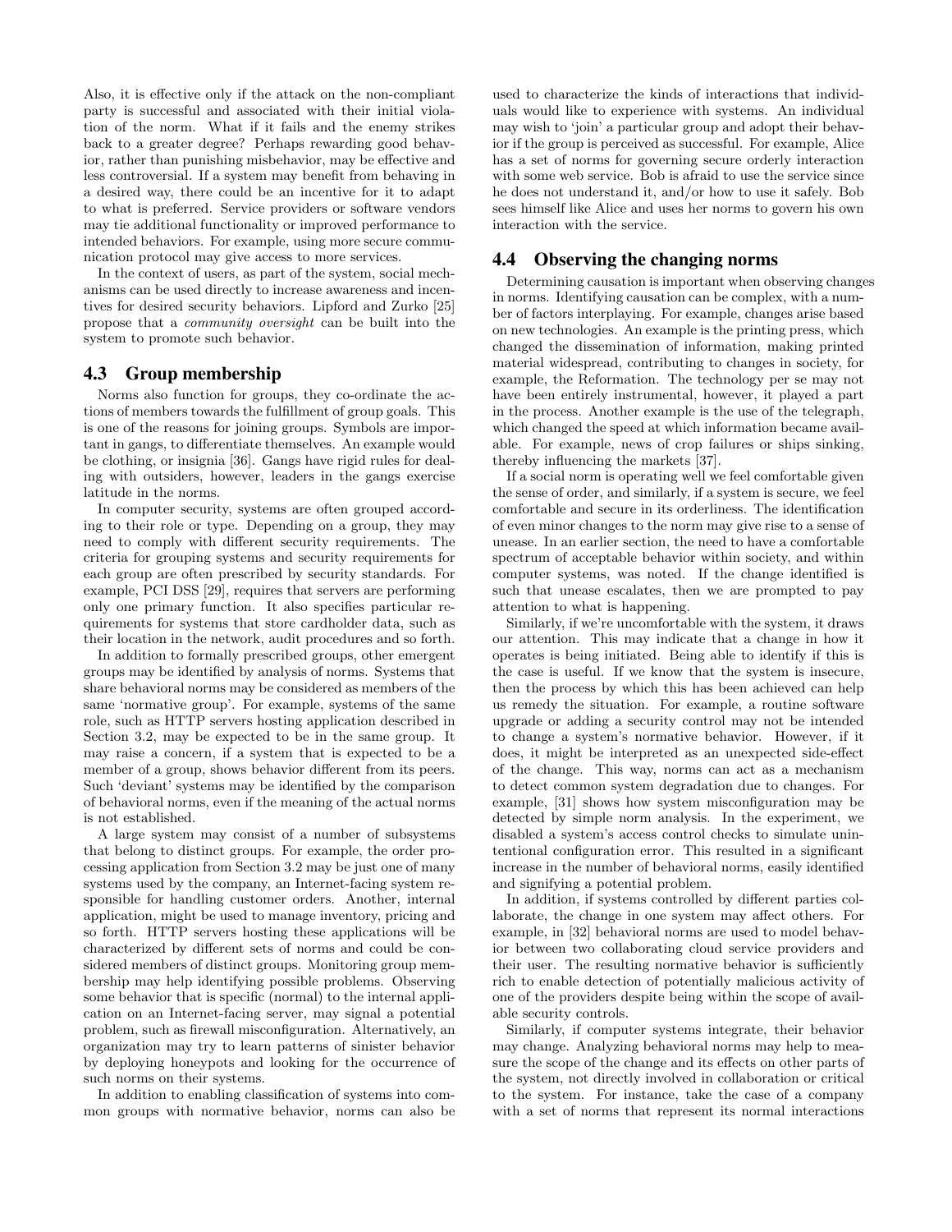Also, it is effective only if the attack on the non-compliant party is successful and associated with their initial violation of the norm. What if it fails and the enemy strikes back to a greater degree? Perhaps rewarding good behavior, rather than punishing misbehavior, may be effective and less controversial. If a system may benefit from behaving in a desired way, there could be an incentive for it to adapt to what is preferred. Service providers or software vendors may tie additional functionality or improved performance to intended behaviors. For example, using more secure communication protocol may give access to more services.

In the context of users, as part of the system, social mechanisms can be used directly to increase awareness and incentives for desired security behaviors. Lipford and Zurko [25] propose that a *community oversight* can be built into the system to promote such behavior.

## 4.3 Group membership

Norms also function for groups, they co-ordinate the actions of members towards the fulfillment of group goals. This is one of the reasons for joining groups. Symbols are important in gangs, to differentiate themselves. An example would be clothing, or insignia [36]. Gangs have rigid rules for dealing with outsiders, however, leaders in the gangs exercise latitude in the norms.

In computer security, systems are often grouped according to their role or type. Depending on a group, they may need to comply with different security requirements. The criteria for grouping systems and security requirements for each group are often prescribed by security standards. For example, PCI DSS [29], requires that servers are performing only one primary function. It also specifies particular requirements for systems that store cardholder data, such as their location in the network, audit procedures and so forth.

In addition to formally prescribed groups, other emergent groups may be identified by analysis of norms. Systems that share behavioral norms may be considered as members of the same 'normative group'. For example, systems of the same role, such as HTTP servers hosting application described in Section 3.2, may be expected to be in the same group. It may raise a concern, if a system that is expected to be a member of a group, shows behavior different from its peers. Such 'deviant' systems may be identified by the comparison of behavioral norms, even if the meaning of the actual norms is not established.

A large system may consist of a number of subsystems that belong to distinct groups. For example, the order processing application from Section 3.2 may be just one of many systems used by the company, an Internet-facing system responsible for handling customer orders. Another, internal application, might be used to manage inventory, pricing and so forth. HTTP servers hosting these applications will be characterized by different sets of norms and could be considered members of distinct groups. Monitoring group membership may help identifying possible problems. Observing some behavior that is specific (normal) to the internal application on an Internet-facing server, may signal a potential problem, such as firewall misconfiguration. Alternatively, an organization may try to learn patterns of sinister behavior by deploying honeypots and looking for the occurrence of such norms on their systems.

In addition to enabling classification of systems into common groups with normative behavior, norms can also be used to characterize the kinds of interactions that individuals would like to experience with systems. An individual may wish to 'join' a particular group and adopt their behavior if the group is perceived as successful. For example, Alice has a set of norms for governing secure orderly interaction with some web service. Bob is afraid to use the service since he does not understand it, and/or how to use it safely. Bob sees himself like Alice and uses her norms to govern his own interaction with the service.

## 4.4 Observing the changing norms

Determining causation is important when observing changes in norms. Identifying causation can be complex, with a number of factors interplaying. For example, changes arise based on new technologies. An example is the printing press, which changed the dissemination of information, making printed material widespread, contributing to changes in society, for example, the Reformation. The technology per se may not have been entirely instrumental, however, it played a part in the process. Another example is the use of the telegraph, which changed the speed at which information became available. For example, news of crop failures or ships sinking, thereby influencing the markets [37].

If a social norm is operating well we feel comfortable given the sense of order, and similarly, if a system is secure, we feel comfortable and secure in its orderliness. The identification of even minor changes to the norm may give rise to a sense of unease. In an earlier section, the need to have a comfortable spectrum of acceptable behavior within society, and within computer systems, was noted. If the change identified is such that unease escalates, then we are prompted to pay attention to what is happening.

Similarly, if we're uncomfortable with the system, it draws our attention. This may indicate that a change in how it operates is being initiated. Being able to identify if this is the case is useful. If we know that the system is insecure, then the process by which this has been achieved can help us remedy the situation. For example, a routine software upgrade or adding a security control may not be intended to change a system's normative behavior. However, if it does, it might be interpreted as an unexpected side-effect of the change. This way, norms can act as a mechanism to detect common system degradation due to changes. For example, [31] shows how system misconfiguration may be detected by simple norm analysis. In the experiment, we disabled a system's access control checks to simulate unintentional configuration error. This resulted in a significant increase in the number of behavioral norms, easily identified and signifying a potential problem.

In addition, if systems controlled by different parties collaborate, the change in one system may affect others. For example, in [32] behavioral norms are used to model behavior between two collaborating cloud service providers and their user. The resulting normative behavior is sufficiently rich to enable detection of potentially malicious activity of one of the providers despite being within the scope of available security controls.

Similarly, if computer systems integrate, their behavior may change. Analyzing behavioral norms may help to measure the scope of the change and its effects on other parts of the system, not directly involved in collaboration or critical to the system. For instance, take the case of a company with a set of norms that represent its normal interactions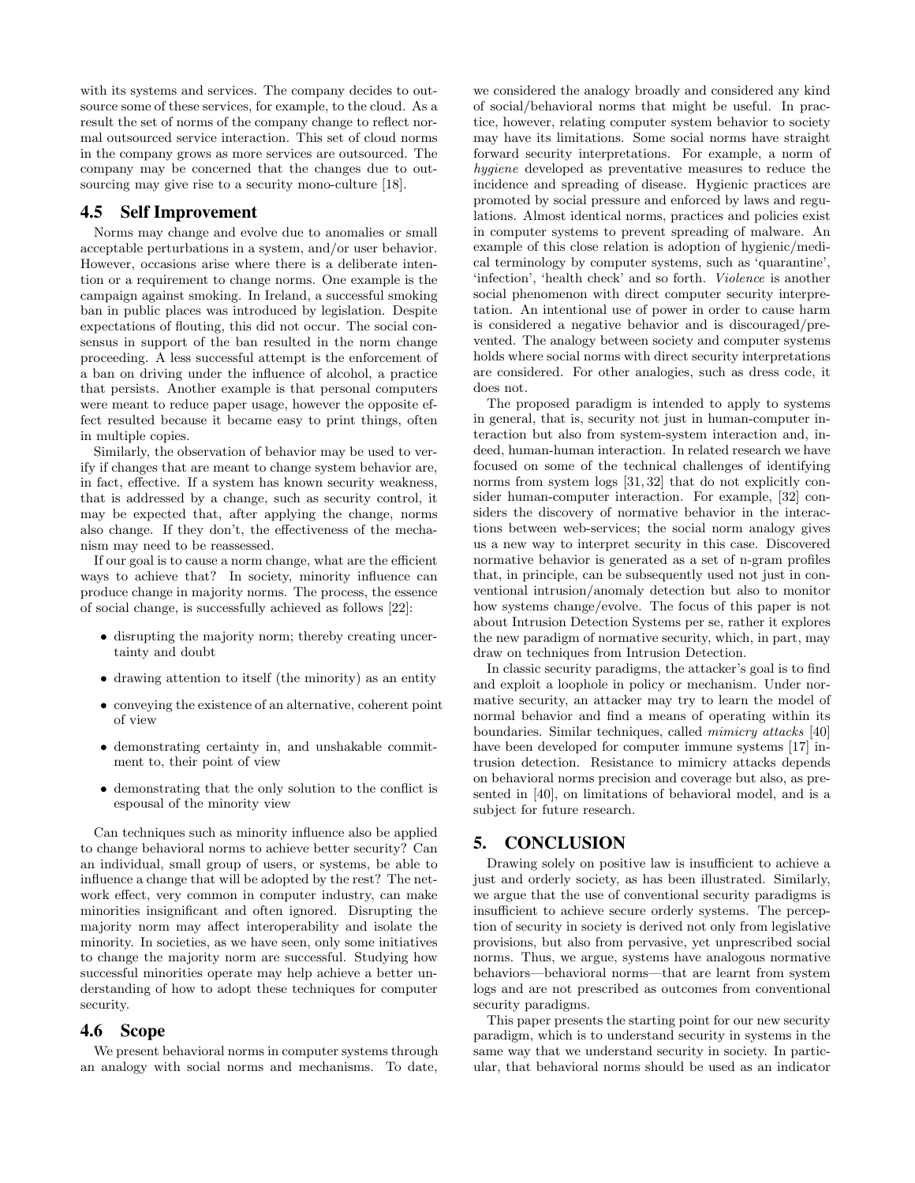with its systems and services. The company decides to outsource some of these services, for example, to the cloud. As a result the set of norms of the company change to reflect normal outsourced service interaction. This set of cloud norms in the company grows as more services are outsourced. The company may be concerned that the changes due to outsourcing may give rise to a security mono-culture [18].

## 4.5 Self Improvement

Norms may change and evolve due to anomalies or small acceptable perturbations in a system, and/or user behavior. However, occasions arise where there is a deliberate intention or a requirement to change norms. One example is the campaign against smoking. In Ireland, a successful smoking ban in public places was introduced by legislation. Despite expectations of flouting, this did not occur. The social consensus in support of the ban resulted in the norm change proceeding. A less successful attempt is the enforcement of a ban on driving under the influence of alcohol, a practice that persists. Another example is that personal computers were meant to reduce paper usage, however the opposite effect resulted because it became easy to print things, often in multiple copies.

Similarly, the observation of behavior may be used to verify if changes that are meant to change system behavior are, in fact, effective. If a system has known security weakness, that is addressed by a change, such as security control, it may be expected that, after applying the change, norms also change. If they don't, the effectiveness of the mechanism may need to be reassessed.

If our goal is to cause a norm change, what are the efficient ways to achieve that? In society, minority influence can produce change in majority norms. The process, the essence of social change, is successfully achieved as follows [22]:

- disrupting the majority norm; thereby creating uncertainty and doubt
- drawing attention to itself (the minority) as an entity
- conveying the existence of an alternative, coherent point of view
- demonstrating certainty in, and unshakable commitment to, their point of view
- demonstrating that the only solution to the conflict is espousal of the minority view

Can techniques such as minority influence also be applied to change behavioral norms to achieve better security? Can an individual, small group of users, or systems, be able to influence a change that will be adopted by the rest? The network effect, very common in computer industry, can make minorities insignificant and often ignored. Disrupting the majority norm may affect interoperability and isolate the minority. In societies, as we have seen, only some initiatives to change the majority norm are successful. Studying how successful minorities operate may help achieve a better understanding of how to adopt these techniques for computer security.

## 4.6 Scope

We present behavioral norms in computer systems through an analogy with social norms and mechanisms. To date, we considered the analogy broadly and considered any kind of social/behavioral norms that might be useful. In practice, however, relating computer system behavior to society may have its limitations. Some social norms have straight forward security interpretations. For example, a norm of *hygiene* developed as preventative measures to reduce the incidence and spreading of disease. Hygienic practices are promoted by social pressure and enforced by laws and regulations. Almost identical norms, practices and policies exist in computer systems to prevent spreading of malware. An example of this close relation is adoption of hygienic/medical terminology by computer systems, such as 'quarantine', 'infection', 'health check' and so forth. *Violence* is another social phenomenon with direct computer security interpretation. An intentional use of power in order to cause harm is considered a negative behavior and is discouraged/prevented. The analogy between society and computer systems holds where social norms with direct security interpretations are considered. For other analogies, such as dress code, it does not.

The proposed paradigm is intended to apply to systems in general, that is, security not just in human-computer interaction but also from system-system interaction and, indeed, human-human interaction. In related research we have focused on some of the technical challenges of identifying norms from system logs [31, 32] that do not explicitly consider human-computer interaction. For example, [32] considers the discovery of normative behavior in the interactions between web-services; the social norm analogy gives us a new way to interpret security in this case. Discovered normative behavior is generated as a set of n-gram profiles that, in principle, can be subsequently used not just in conventional intrusion/anomaly detection but also to monitor how systems change/evolve. The focus of this paper is not about Intrusion Detection Systems per se, rather it explores the new paradigm of normative security, which, in part, may draw on techniques from Intrusion Detection.

In classic security paradigms, the attacker's goal is to find and exploit a loophole in policy or mechanism. Under normative security, an attacker may try to learn the model of normal behavior and find a means of operating within its boundaries. Similar techniques, called *mimicry attacks* [40] have been developed for computer immune systems [17] intrusion detection. Resistance to mimicry attacks depends on behavioral norms precision and coverage but also, as presented in [40], on limitations of behavioral model, and is a subject for future research.

# 5. CONCLUSION

Drawing solely on positive law is insufficient to achieve a just and orderly society, as has been illustrated. Similarly, we argue that the use of conventional security paradigms is insufficient to achieve secure orderly systems. The perception of security in society is derived not only from legislative provisions, but also from pervasive, yet unprescribed social norms. Thus, we argue, systems have analogous normative behaviors—behavioral norms—that are learnt from system logs and are not prescribed as outcomes from conventional security paradigms.

This paper presents the starting point for our new security paradigm, which is to understand security in systems in the same way that we understand security in society. In particular, that behavioral norms should be used as an indicator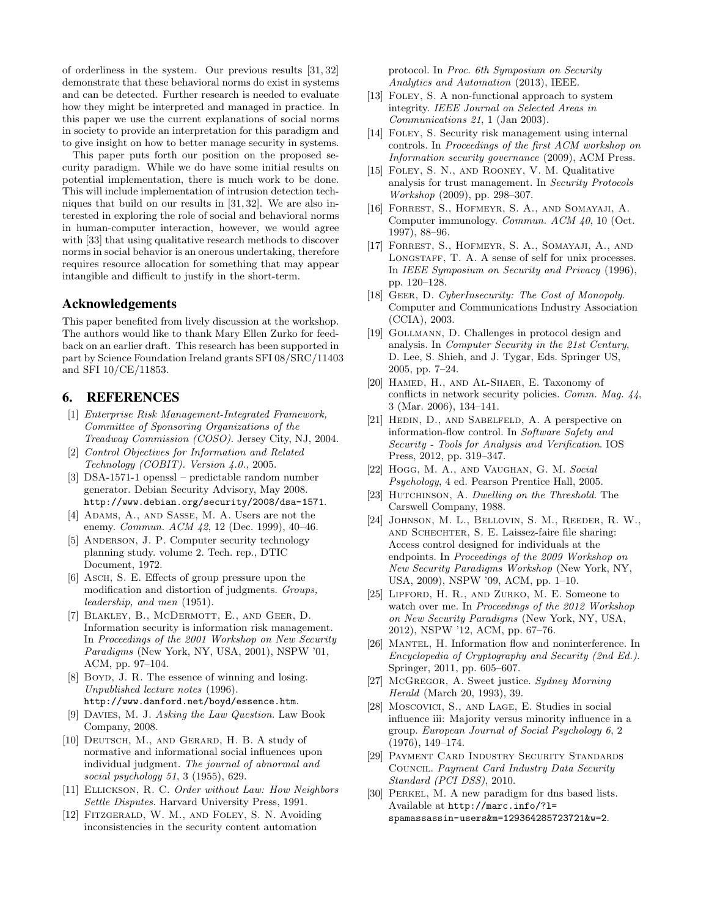of orderliness in the system. Our previous results [31, 32] demonstrate that these behavioral norms do exist in systems and can be detected. Further research is needed to evaluate how they might be interpreted and managed in practice. In this paper we use the current explanations of social norms in society to provide an interpretation for this paradigm and to give insight on how to better manage security in systems.

This paper puts forth our position on the proposed security paradigm. While we do have some initial results on potential implementation, there is much work to be done. This will include implementation of intrusion detection techniques that build on our results in [31, 32]. We are also interested in exploring the role of social and behavioral norms in human-computer interaction, however, we would agree with [33] that using qualitative research methods to discover norms in social behavior is an onerous undertaking, therefore requires resource allocation for something that may appear intangible and difficult to justify in the short-term.

## Acknowledgements

This paper benefited from lively discussion at the workshop. The authors would like to thank Mary Ellen Zurko for feedback on an earlier draft. This research has been supported in part by Science Foundation Ireland grants SFI 08/SRC/11403 and SFI 10/CE/11853.

## 6. REFERENCES

[1] *Enterprise Risk Management-Integrated Framework, Committee of Sponsoring Organizations of the Treadway Commission (COSO)*. Jersey City, NJ, 2004.

[2] *Control Objectives for Information and Related Technology (COBIT). Version 4.0.*, 2005.

[3] DSA-1571-1 openssl – predictable random number generator. Debian Security Advisory, May 2008. http://www.debian.org/security/2008/dsa-1571.

[4] Adams, A., and Sasse, M. A. Users are not the enemy. *Commun. ACM 42*, 12 (Dec. 1999), 40–46.

[5] Anderson, J. P. Computer security technology planning study. volume 2. Tech. rep., DTIC Document, 1972.

[6] Asch, S. E. Effects of group pressure upon the modification and distortion of judgments. *Groups, leadership, and men* (1951).

[7] Blakley, B., McDermott, E., and Geer, D. Information security is information risk management. In *Proceedings of the 2001 Workshop on New Security Paradigms* (New York, NY, USA, 2001), NSPW '01, ACM, pp. 97–104.

[8] Boyd, J. R. The essence of winning and losing. *Unpublished lecture notes* (1996). http://www.danford.net/boyd/essence.htm.

[9] Davies, M. J. *Asking the Law Question*. Law Book Company, 2008.

[10] Deutsch, M., and Gerard, H. B. A study of normative and informational social influences upon individual judgment. *The journal of abnormal and social psychology 51*, 3 (1955), 629.

[11] Ellickson, R. C. *Order without Law: How Neighbors Settle Disputes*. Harvard University Press, 1991.

[12] Fitzgerald, W. M., and Foley, S. N. Avoiding inconsistencies in the security content automation protocol. In *Proc. 6th Symposium on Security Analytics and Automation* (2013), IEEE.

[13] Foley, S. A non-functional approach to system integrity. *IEEE Journal on Selected Areas in Communications 21*, 1 (Jan 2003).

[14] Foley, S. Security risk management using internal controls. In *Proceedings of the first ACM workshop on Information security governance* (2009), ACM Press.

[15] Foley, S. N., and Rooney, V. M. Qualitative analysis for trust management. In *Security Protocols Workshop* (2009), pp. 298–307.

[16] Forrest, S., Hofmeyr, S. A., and Somayaji, A. Computer immunology. *Commun. ACM 40*, 10 (Oct. 1997), 88–96.

[17] Forrest, S., Hofmeyr, S. A., Somayaji, A., and Longstaff, T. A. A sense of self for unix processes. In *IEEE Symposium on Security and Privacy* (1996), pp. 120–128.

[18] Geer, D. *CyberInsecurity: The Cost of Monopoly*. Computer and Communications Industry Association (CCIA), 2003.

[19] Gollmann, D. Challenges in protocol design and analysis. In *Computer Security in the 21st Century*, D. Lee, S. Shieh, and J. Tygar, Eds. Springer US, 2005, pp. 7–24.

[20] Hamed, H., and Al-Shaer, E. Taxonomy of conflicts in network security policies. *Comm. Mag. 44*, 3 (Mar. 2006), 134–141.

[21] Hedin, D., and Sabelfeld, A. A perspective on information-flow control. In *Software Safety and Security - Tools for Analysis and Verification*. IOS Press, 2012, pp. 319–347.

[22] Hogg, M. A., and Vaughan, G. M. *Social Psychology*, 4 ed. Pearson Prentice Hall, 2005.

[23] Hutchinson, A. *Dwelling on the Threshold*. The Carswell Company, 1988.

[24] Johnson, M. L., Bellovin, S. M., Reeder, R. W., and Schechter, S. E. Laissez-faire file sharing: Access control designed for individuals at the endpoints. In *Proceedings of the 2009 Workshop on New Security Paradigms Workshop* (New York, NY, USA, 2009), NSPW '09, ACM, pp. 1–10.

[25] Lipford, H. R., and Zurko, M. E. Someone to watch over me. In *Proceedings of the 2012 Workshop on New Security Paradigms* (New York, NY, USA, 2012), NSPW '12, ACM, pp. 67–76.

[26] Mantel, H. Information flow and noninterference. In *Encyclopedia of Cryptography and Security (2nd Ed.)*. Springer, 2011, pp. 605–607.

[27] McGregor, A. Sweet justice. *Sydney Morning Herald* (March 20, 1993), 39.

[28] Moscovici, S., and Lage, E. Studies in social influence iii: Majority versus minority influence in a group. *European Journal of Social Psychology 6*, 2 (1976), 149–174.

[29] Payment Card Industry Security Standards Council. *Payment Card Industry Data Security Standard (PCI DSS)*, 2010.

[30] Perkel, M. A new paradigm for dns based lists. Available at http://marc.info/?l=spamassassin-users&m=129364285723721&w=2.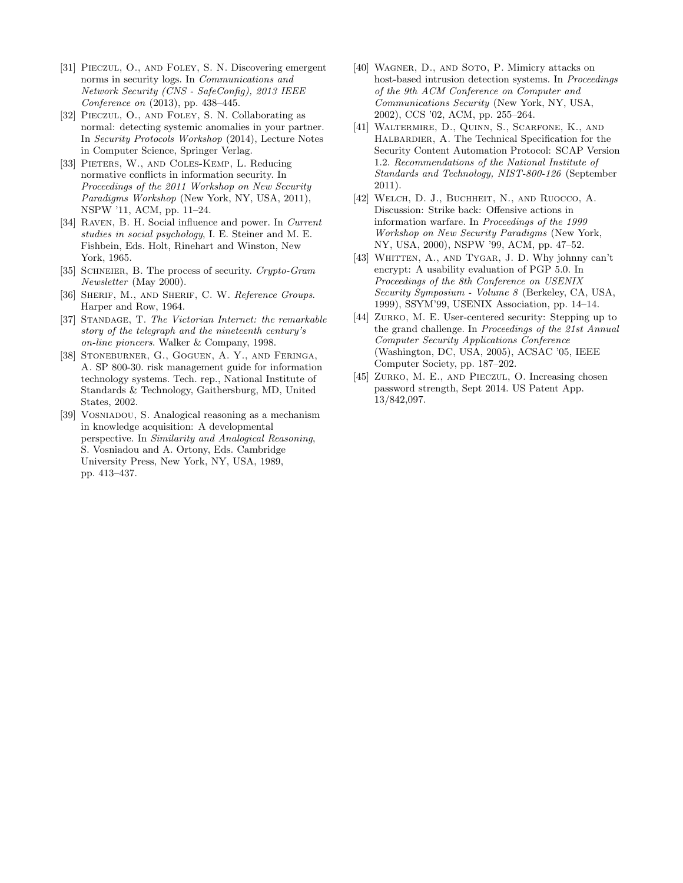[31] Pieczul, O., and Foley, S. N. Discovering emergent norms in security logs. In *Communications and Network Security (CNS - SafeConfig), 2013 IEEE Conference on* (2013), pp. 438–445.

[32] Pieczul, O., and Foley, S. N. Collaborating as normal: detecting systemic anomalies in your partner. In *Security Protocols Workshop* (2014), Lecture Notes in Computer Science, Springer Verlag.

[33] Pieters, W., and Coles-Kemp, L. Reducing normative conflicts in information security. In *Proceedings of the 2011 Workshop on New Security Paradigms Workshop* (New York, NY, USA, 2011), NSPW '11, ACM, pp. 11–24.

[34] Raven, B. H. Social influence and power. In *Current studies in social psychology*, I. E. Steiner and M. E. Fishbein, Eds. Holt, Rinehart and Winston, New York, 1965.

[35] Schneier, B. The process of security. *Crypto-Gram Newsletter* (May 2000).

[36] Sherif, M., and Sherif, C. W. *Reference Groups*. Harper and Row, 1964.

[37] Standage, T. *The Victorian Internet: the remarkable story of the telegraph and the nineteenth century's on-line pioneers*. Walker & Company, 1998.

[38] Stoneburner, G., Goguen, A. Y., and Feringa, A. SP 800-30. risk management guide for information technology systems. Tech. rep., National Institute of Standards & Technology, Gaithersburg, MD, United States, 2002.

[39] Vosniadou, S. Analogical reasoning as a mechanism in knowledge acquisition: A developmental perspective. In *Similarity and Analogical Reasoning*, S. Vosniadou and A. Ortony, Eds. Cambridge University Press, New York, NY, USA, 1989, pp. 413–437.

[40] Wagner, D., and Soto, P. Mimicry attacks on host-based intrusion detection systems. In *Proceedings of the 9th ACM Conference on Computer and Communications Security* (New York, NY, USA, 2002), CCS '02, ACM, pp. 255–264.

[41] Waltermire, D., Quinn, S., Scarfone, K., and Halbardier, A. The Technical Specification for the Security Content Automation Protocol: SCAP Version 1.2. *Recommendations of the National Institute of Standards and Technology, NIST-800-126* (September 2011).

[42] Welch, D. J., Buchheit, N., and Ruocco, A. Discussion: Strike back: Offensive actions in information warfare. In *Proceedings of the 1999 Workshop on New Security Paradigms* (New York, NY, USA, 2000), NSPW '99, ACM, pp. 47–52.

[43] Whitten, A., and Tygar, J. D. Why johnny can't encrypt: A usability evaluation of PGP 5.0. In *Proceedings of the 8th Conference on USENIX Security Symposium - Volume 8* (Berkeley, CA, USA, 1999), SSYM'99, USENIX Association, pp. 14–14.

[44] Zurko, M. E. User-centered security: Stepping up to the grand challenge. In *Proceedings of the 21st Annual Computer Security Applications Conference* (Washington, DC, USA, 2005), ACSAC '05, IEEE Computer Society, pp. 187–202.

[45] Zurko, M. E., and Pieczul, O. Increasing chosen password strength, Sept 2014. US Patent App. 13/842,097.